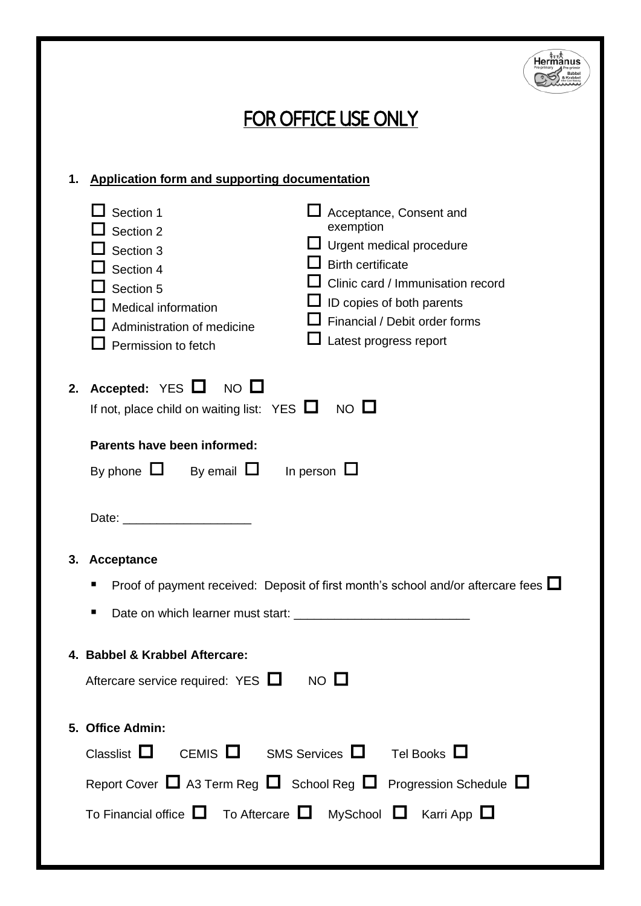# FOR OFFICE USE ONLY

**1. Application form and supporting documentation**

- ☐ Section 1
- ☐ Section 2
- ☐ Section 3
- ☐ Section 4
- ☐ Section 5
- ☐ Medical information
- ☐ Administration of medicine
- ☐ Permission to fetch
- ☐ Acceptance, Consent and exemption
- ☐ Urgent medical procedure
- ☐ Birth certificate
- ☐ Clinic card / Immunisation record
- ☐ ID copies of both parents
- ☐ Financial / Debit order forms
- ☐ Latest progress report

**2. Accepted:** YES ☐ NO ☐

If not, place child on waiting list: YES ☐ NO ☐

**Parents have been informed:**

By phone ☐ By email ☐ In person ☐

Date: ___________________

**3. Acceptance**

- Proof of payment received: Deposit of first month's school and/or aftercare fees ☐
- Date on which learner must start: __________________________

**4. Babbel & Krabbel Aftercare:**

Aftercare service required: YES ☐ NO ☐

**5. Office Admin:**

Classlist ☐ CEMIS ☐ SMS Services ☐ Tel Books ☐

Report Cover ☐ A3 Term Reg ☐ School Reg ☐ Progression Schedule ☐

To Financial office ☐ To Aftercare ☐ MySchool ☐ Karri App ☐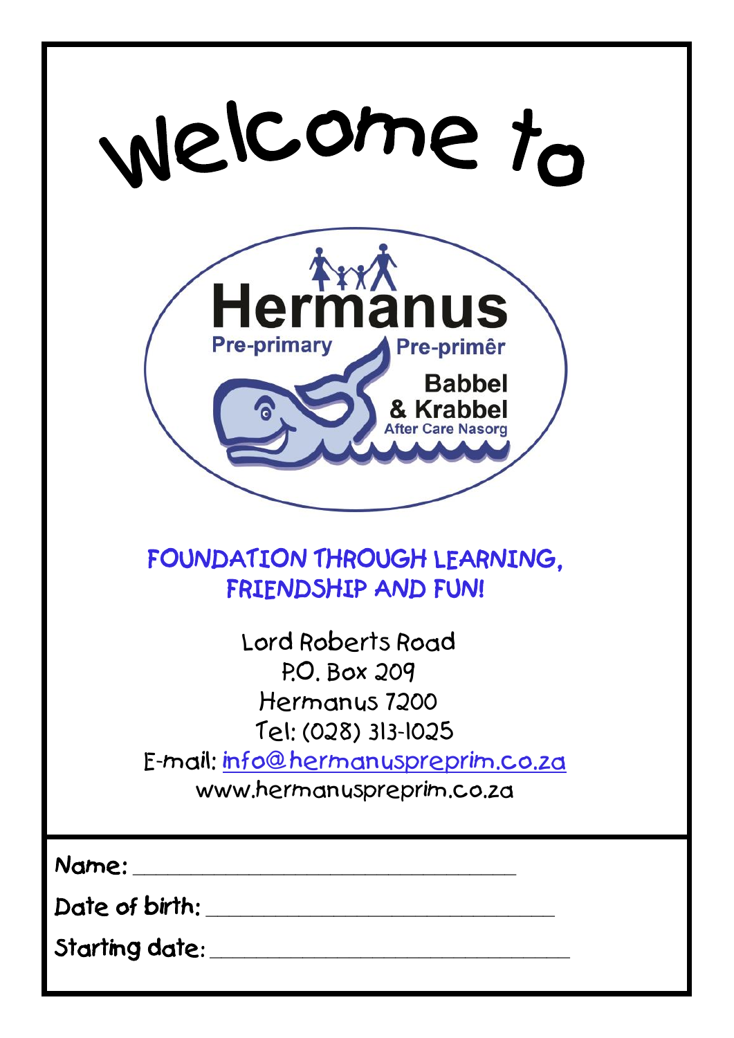# Welcome to

Hermanus

Pre-primary Pre-primêr

Babbel & Krabbel

After Care Nasorg

## FOUNDATION THROUGH LEARNING, FRIENDSHIP AND FUN!

Lord Roberts Road
P.O. Box 209
Hermanus 7200
Tel: (028) 313-1025
E-mail: info@hermanuspreprim.co.za
www.hermanuspreprim.co.za

Name: ______________________________

Date of birth: ___________________________

Starting date: ___________________________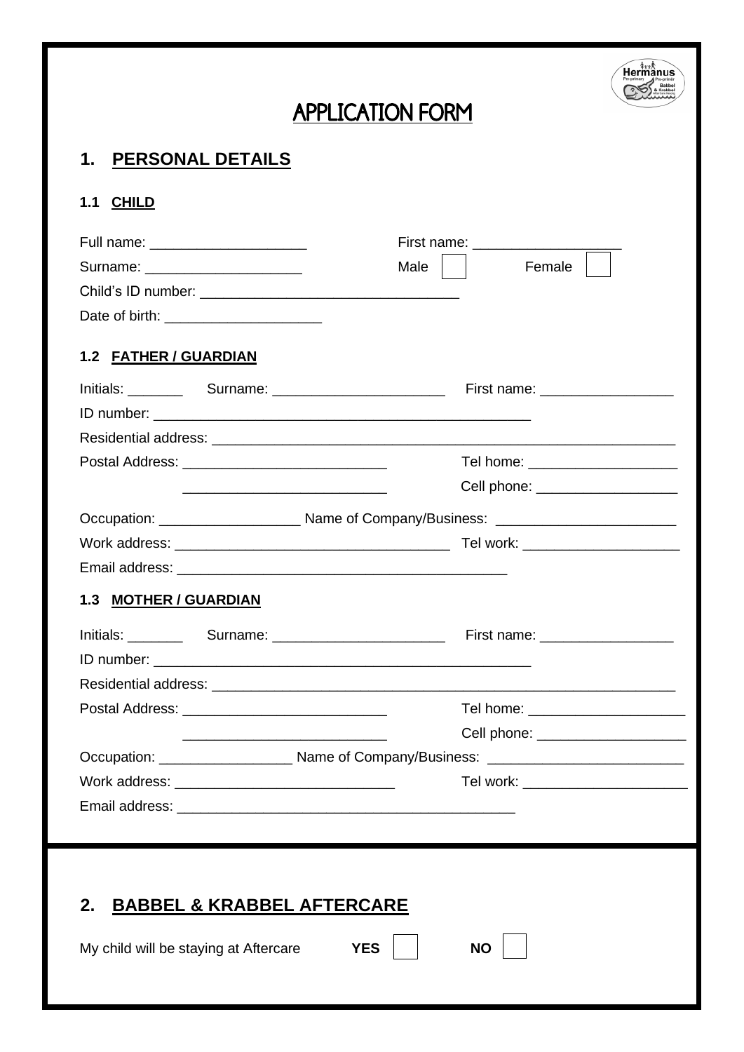# APPLICATION FORM

## 1. PERSONAL DETAILS

### 1.1 CHILD

Full name: ____________________ First name: ___________________

Surname: ____________________ Male ☐ Female ☐

Child's ID number: ________________________________

Date of birth: ____________________

### 1.2 FATHER / GUARDIAN

Initials: _______ Surname: ______________________ First name: _________________

ID number: __________________________________________________

Residential address: ______________________________________________________________

Postal Address: __________________________ Tel home: ___________________

__________________________ Cell phone: __________________

Occupation: __________________ Name of Company/Business: _______________________

Work address: ___________________________________ Tel work: ____________________

Email address: __________________________________________

### 1.3 MOTHER / GUARDIAN

Initials: _______ Surname: ______________________ First name: _________________

ID number: __________________________________________________

Residential address: ______________________________________________________________

Postal Address: __________________________ Tel home: ____________________

__________________________ Cell phone: ___________________

Occupation: _________________ Name of Company/Business: _________________________

Work address: ____________________________ Tel work: _____________________

Email address: ___________________________________________

## 2. BABBEL & KRABBEL AFTERCARE

My child will be staying at Aftercare **YES** ☐ **NO** ☐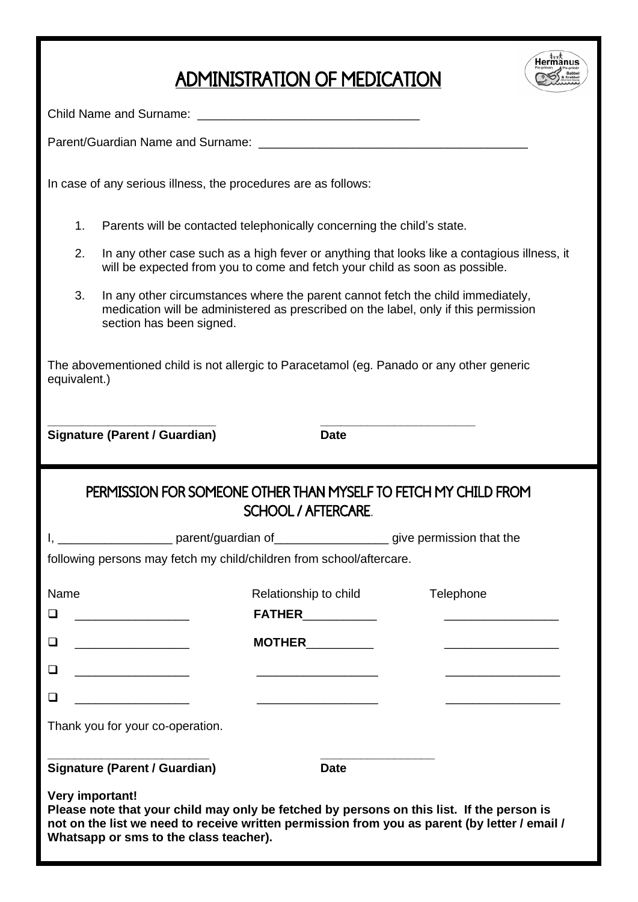# ADMINISTRATION OF MEDICATION

Child Name and Surname: _________________________________

Parent/Guardian Name and Surname: ________________________________________

In case of any serious illness, the procedures are as follows:

1. Parents will be contacted telephonically concerning the child's state.
2. In any other case such as a high fever or anything that looks like a contagious illness, it will be expected from you to come and fetch your child as soon as possible.
3. In any other circumstances where the parent cannot fetch the child immediately, medication will be administered as prescribed on the label, only if this permission section has been signed.

The abovementioned child is not allergic to Paracetamol (eg. Panado or any other generic equivalent.)

_________________________ _______________________

**Signature (Parent / Guardian)** **Date**

## PERMISSION FOR SOMEONE OTHER THAN MYSELF TO FETCH MY CHILD FROM SCHOOL / AFTERCARE.

I, _________________ parent/guardian of_________________ give permission that the following persons may fetch my child/children from school/aftercare.

| Name | Relationship to child | Telephone |
|---|---|---|
| ❑ _________________ | **FATHER**___________ | _________________ |
| ❑ _________________ | **MOTHER**__________ | _________________ |
| ❑ _________________ | __________________ | _________________ |
| ❑ _________________ | __________________ | _________________ |

Thank you for your co-operation.

________________________ _________________

**Signature (Parent / Guardian)** **Date**

**Very important!**
**Please note that your child may only be fetched by persons on this list. If the person is not on the list we need to receive written permission from you as parent (by letter / email / Whatsapp or sms to the class teacher).**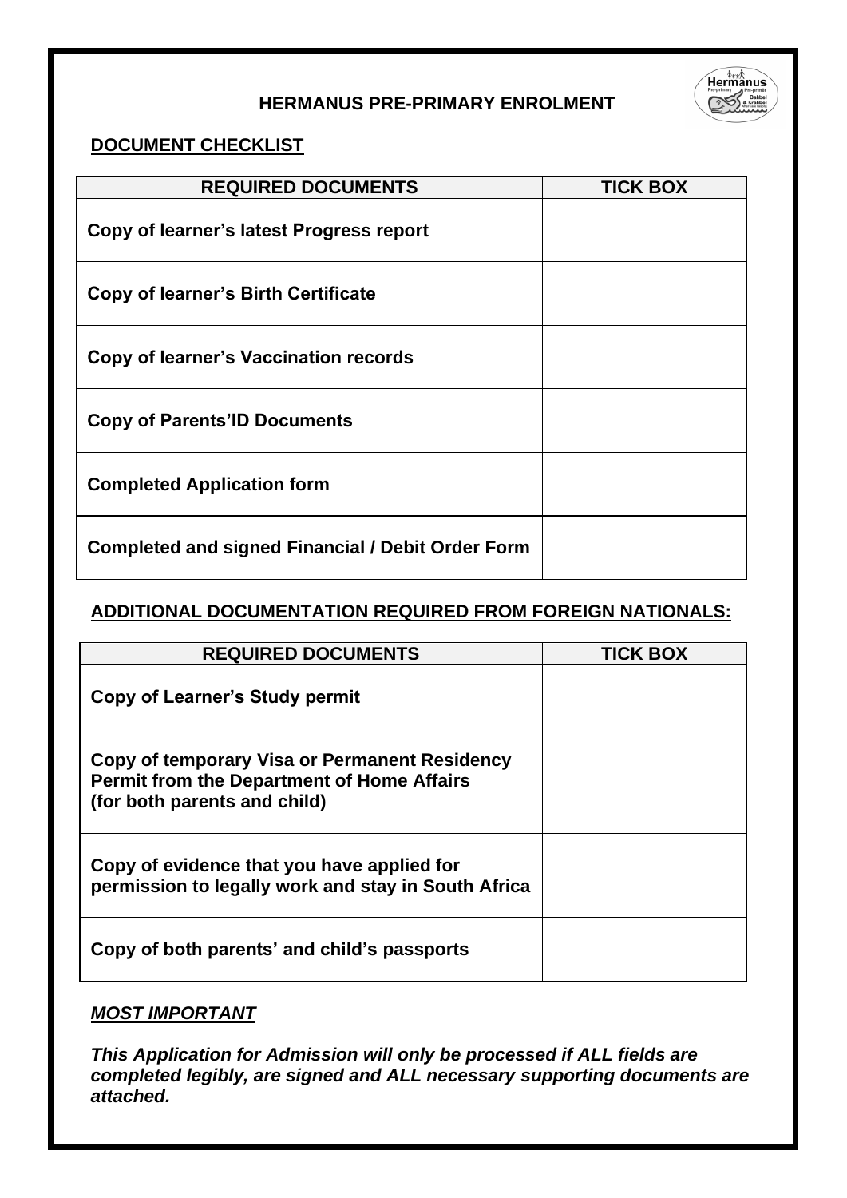# HERMANUS PRE-PRIMARY ENROLMENT

## DOCUMENT CHECKLIST

| REQUIRED DOCUMENTS | TICK BOX |
|---|---|
| **Copy of learner's latest Progress report** | |
| **Copy of learner's Birth Certificate** | |
| **Copy of learner's Vaccination records** | |
| **Copy of Parents'ID Documents** | |
| **Completed Application form** | |
| **Completed and signed Financial / Debit Order Form** | |

## ADDITIONAL DOCUMENTATION REQUIRED FROM FOREIGN NATIONALS:

| REQUIRED DOCUMENTS | TICK BOX |
|---|---|
| **Copy of Learner's Study permit** | |
| **Copy of temporary Visa or Permanent Residency Permit from the Department of Home Affairs (for both parents and child)** | |
| **Copy of evidence that you have applied for permission to legally work and stay in South Africa** | |
| **Copy of both parents' and child's passports** | |

***MOST IMPORTANT***

***This Application for Admission will only be processed if ALL fields are completed legibly, are signed and ALL necessary supporting documents are attached.***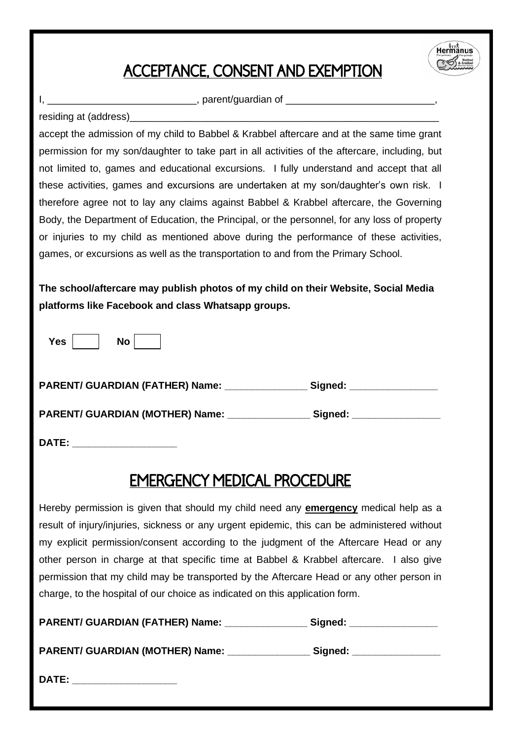# ACCEPTANCE, CONSENT AND EXEMPTION

I, ___________________________, parent/guardian of ___________________________,
residing at (address)___________________________________________________________
accept the admission of my child to Babbel & Krabbel aftercare and at the same time grant permission for my son/daughter to take part in all activities of the aftercare, including, but not limited to, games and educational excursions. I fully understand and accept that all these activities, games and excursions are undertaken at my son/daughter's own risk. I therefore agree not to lay any claims against Babbel & Krabbel aftercare, the Governing Body, the Department of Education, the Principal, or the personnel, for any loss of property or injuries to my child as mentioned above during the performance of these activities, games, or excursions as well as the transportation to and from the Primary School.

**The school/aftercare may publish photos of my child on their Website, Social Media platforms like Facebook and class Whatsapp groups.**

**Yes** ☐ **No** ☐

**PARENT/ GUARDIAN (FATHER) Name:** _______________ **Signed:** ________________

**PARENT/ GUARDIAN (MOTHER) Name:** _______________ **Signed:** ________________

**DATE:** ___________________

# EMERGENCY MEDICAL PROCEDURE

Hereby permission is given that should my child need any **emergency** medical help as a result of injury/injuries, sickness or any urgent epidemic, this can be administered without my explicit permission/consent according to the judgment of the Aftercare Head or any other person in charge at that specific time at Babbel & Krabbel aftercare. I also give permission that my child may be transported by the Aftercare Head or any other person in charge, to the hospital of our choice as indicated on this application form.

**PARENT/ GUARDIAN (FATHER) Name:** _______________ **Signed:** ________________

**PARENT/ GUARDIAN (MOTHER) Name:** _______________ **Signed:** ________________

**DATE:** ___________________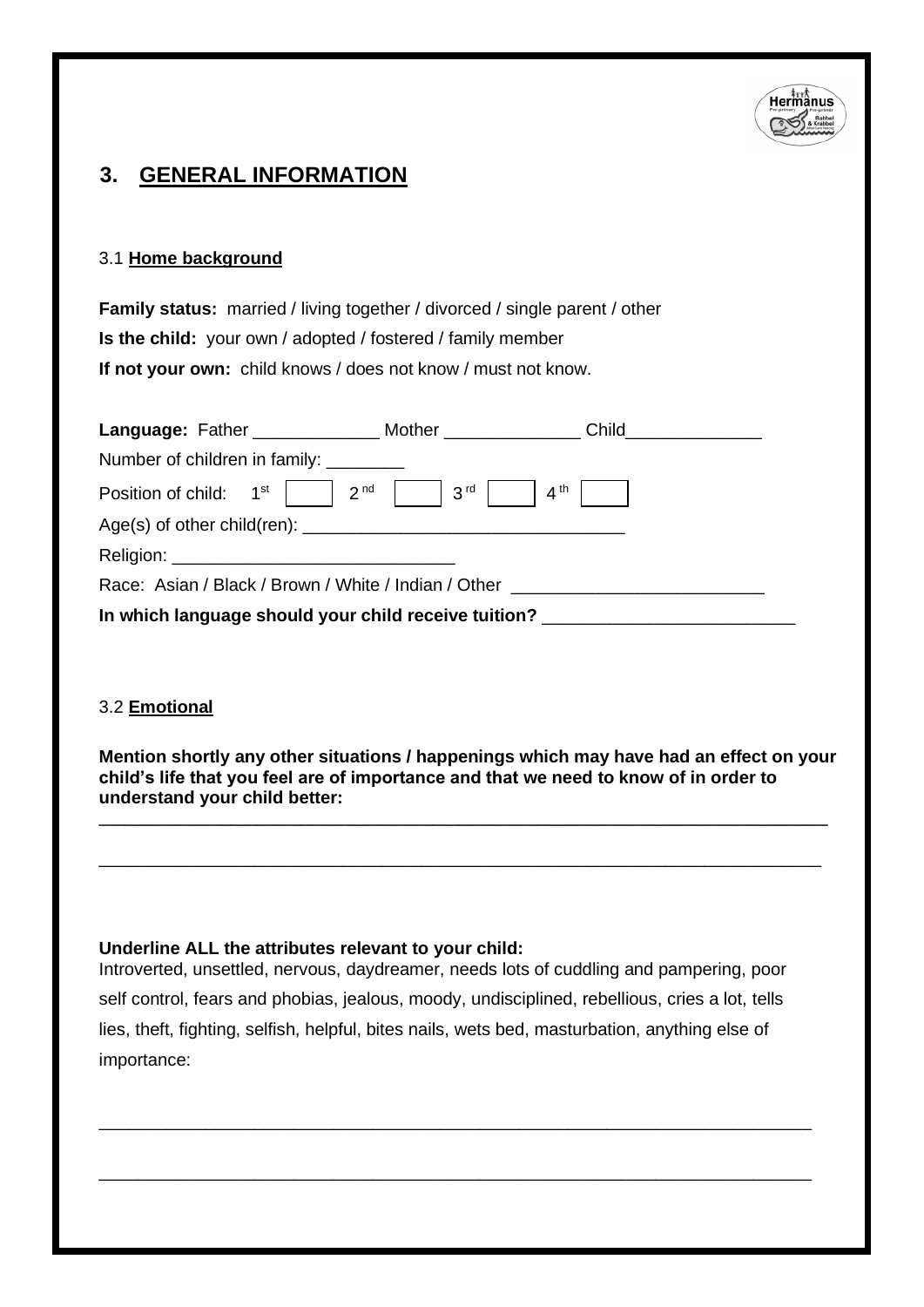## 3. GENERAL INFORMATION

### 3.1 Home background

**Family status:** married / living together / divorced / single parent / other

**Is the child:** your own / adopted / fostered / family member

**If not your own:** child knows / does not know / must not know.

**Language:** Father _____________ Mother ______________ Child______________

Number of children in family: ________

Position of child: 1st [ ] 2nd [ ] 3rd [ ] 4th [ ]

Age(s) of other child(ren): _________________________________

Religion: _____________________________

Race: Asian / Black / Brown / White / Indian / Other __________________________

**In which language should your child receive tuition?** _________________________

### 3.2 Emotional

**Mention shortly any other situations / happenings which may have had an effect on your child's life that you feel are of importance and that we need to know of in order to understand your child better:**

_____________________________________________________________________________

_____________________________________________________________________________

**Underline ALL the attributes relevant to your child:**

Introverted, unsettled, nervous, daydreamer, needs lots of cuddling and pampering, poor self control, fears and phobias, jealous, moody, undisciplined, rebellious, cries a lot, tells lies, theft, fighting, selfish, helpful, bites nails, wets bed, masturbation, anything else of importance:

_____________________________________________________________________________

_____________________________________________________________________________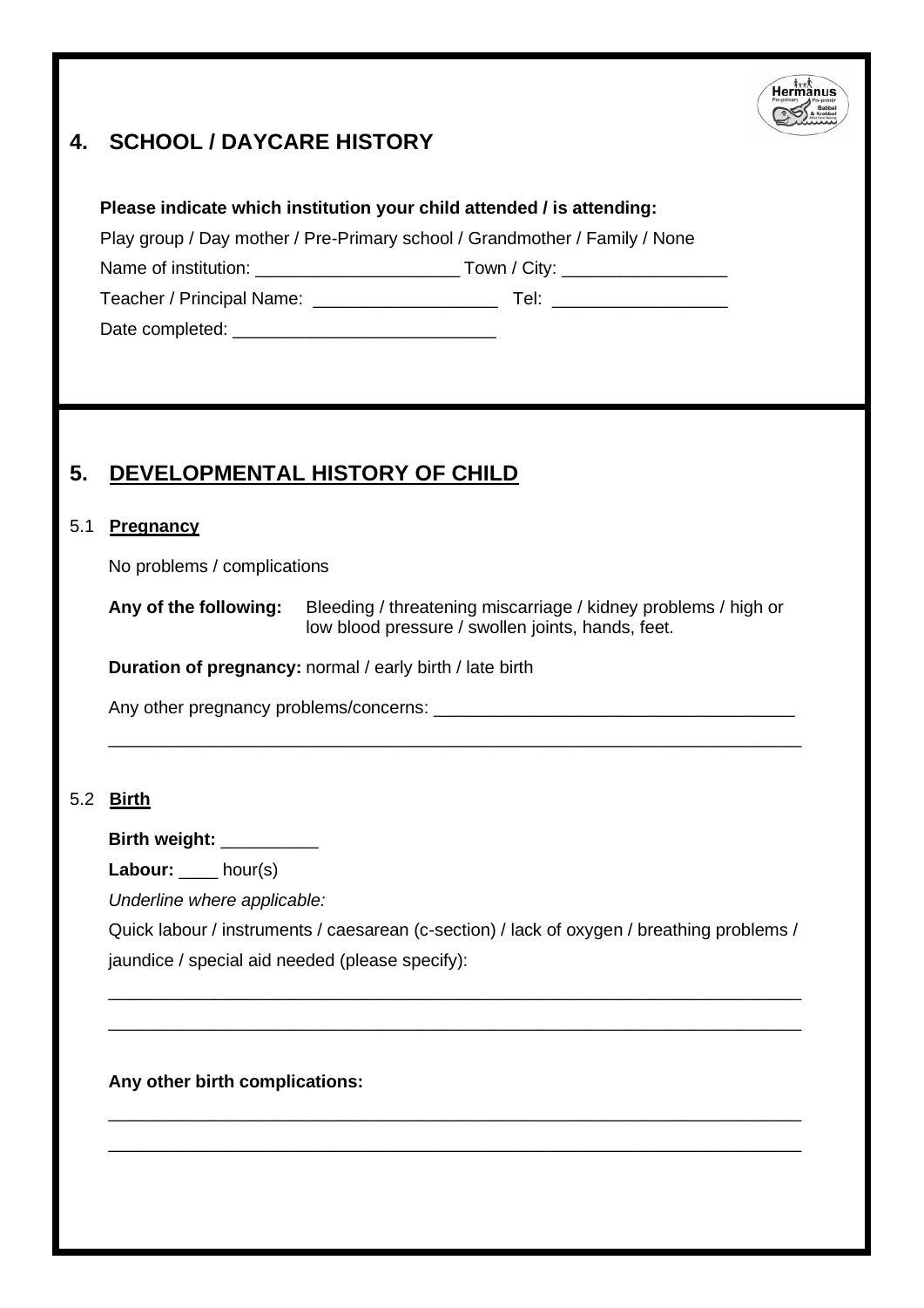## 4. SCHOOL / DAYCARE HISTORY

**Please indicate which institution your child attended / is attending:**

Play group / Day mother / Pre-Primary school / Grandmother / Family / None

Name of institution: _____________________ Town / City: _________________

Teacher / Principal Name: ___________________ Tel: __________________

Date completed: ___________________________

## 5. DEVELOPMENTAL HISTORY OF CHILD

### 5.1 Pregnancy

No problems / complications

**Any of the following:** Bleeding / threatening miscarriage / kidney problems / high or low blood pressure / swollen joints, hands, feet.

**Duration of pregnancy:** normal / early birth / late birth

Any other pregnancy problems/concerns: _____________________________________

________________________________________________________________________

### 5.2 Birth

**Birth weight:** __________

**Labour:** ____ hour(s)

*Underline where applicable:*

Quick labour / instruments / caesarean (c-section) / lack of oxygen / breathing problems / jaundice / special aid needed (please specify):

________________________________________________________________________

________________________________________________________________________

**Any other birth complications:**

________________________________________________________________________

________________________________________________________________________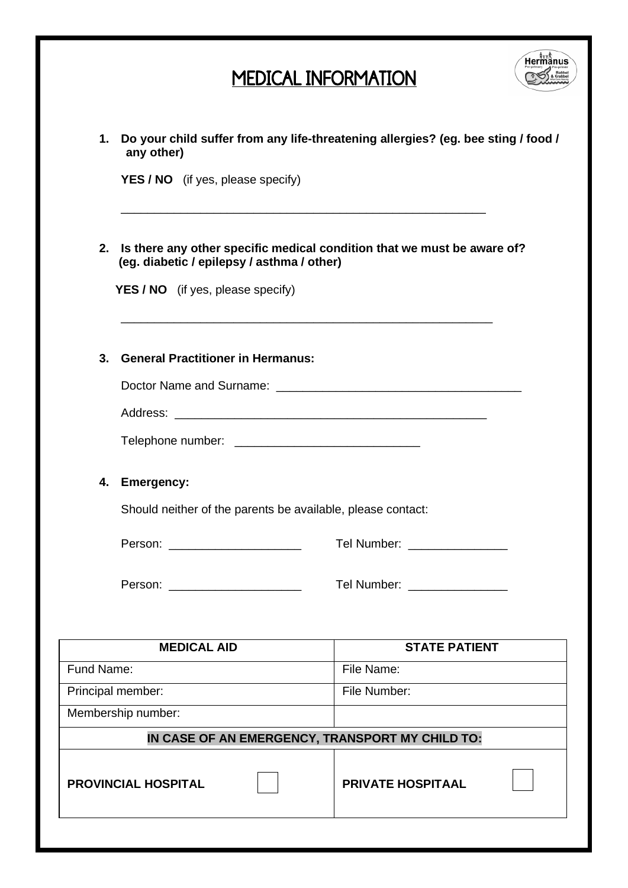# MEDICAL INFORMATION

1. **Do your child suffer from any life-threatening allergies? (eg. bee sting / food / any other)**

   **YES / NO** (if yes, please specify)

   ___________________________________________________________

2. **Is there any other specific medical condition that we must be aware of? (eg. diabetic / epilepsy / asthma / other)**

   **YES / NO** (if yes, please specify)

   ___________________________________________________________

3. **General Practitioner in Hermanus:**

   Doctor Name and Surname: ______________________________________

   Address: __________________________________________________

   Telephone number: ___________________________

4. **Emergency:**

   Should neither of the parents be available, please contact:

   Person: ____________________ Tel Number: _______________

   Person: ____________________ Tel Number: _______________

| **MEDICAL AID** | **STATE PATIENT** |
|---|---|
| Fund Name: | File Name: |
| Principal member: | File Number: |
| Membership number: | |
| **IN CASE OF AN EMERGENCY, TRANSPORT MY CHILD TO:** | |
| **PROVINCIAL HOSPITAL** ☐ | **PRIVATE HOSPITAAL** ☐ |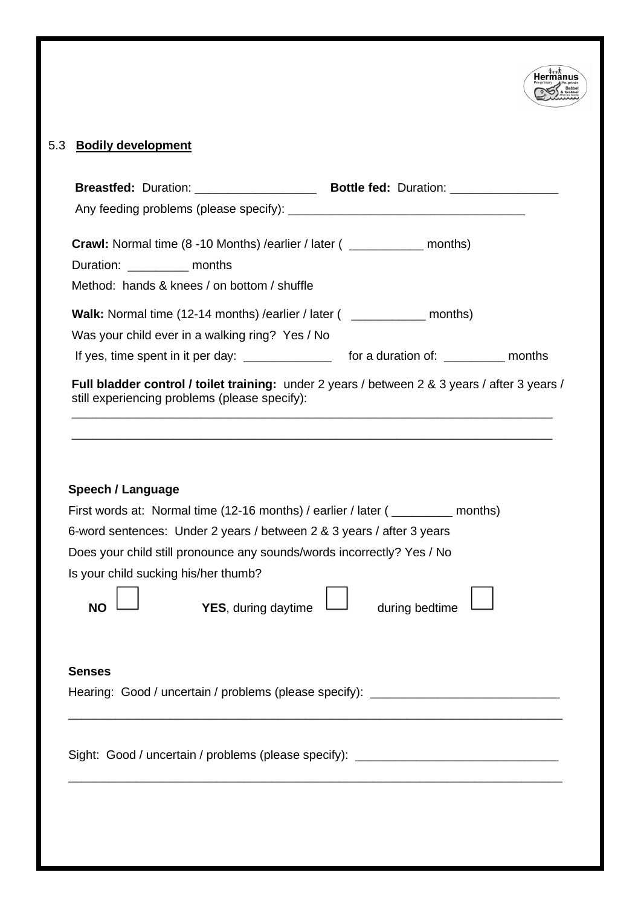## 5.3 Bodily development

**Breastfed:** Duration: __________________ **Bottle fed:** Duration: ________________

Any feeding problems (please specify): ___________________________________

**Crawl:** Normal time (8 -10 Months) /earlier / later ( ___________ months)

Duration: _________ months

Method: hands & knees / on bottom / shuffle

**Walk:** Normal time (12-14 months) /earlier / later ( ___________ months)

Was your child ever in a walking ring? Yes / No

If yes, time spent in it per day: _____________ for a duration of: _________ months

**Full bladder control / toilet training:** under 2 years / between 2 & 3 years / after 3 years / still experiencing problems (please specify):

________________________________________________________________________

________________________________________________________________________

### Speech / Language

First words at: Normal time (12-16 months) / earlier / later ( _________ months)

6-word sentences: Under 2 years / between 2 & 3 years / after 3 years

Does your child still pronounce any sounds/words incorrectly? Yes / No

Is your child sucking his/her thumb?

**NO** ☐ **YES**, during daytime ☐ during bedtime ☐

### Senses

Hearing: Good / uncertain / problems (please specify): ___________________________

________________________________________________________________________

Sight: Good / uncertain / problems (please specify): _____________________________

________________________________________________________________________